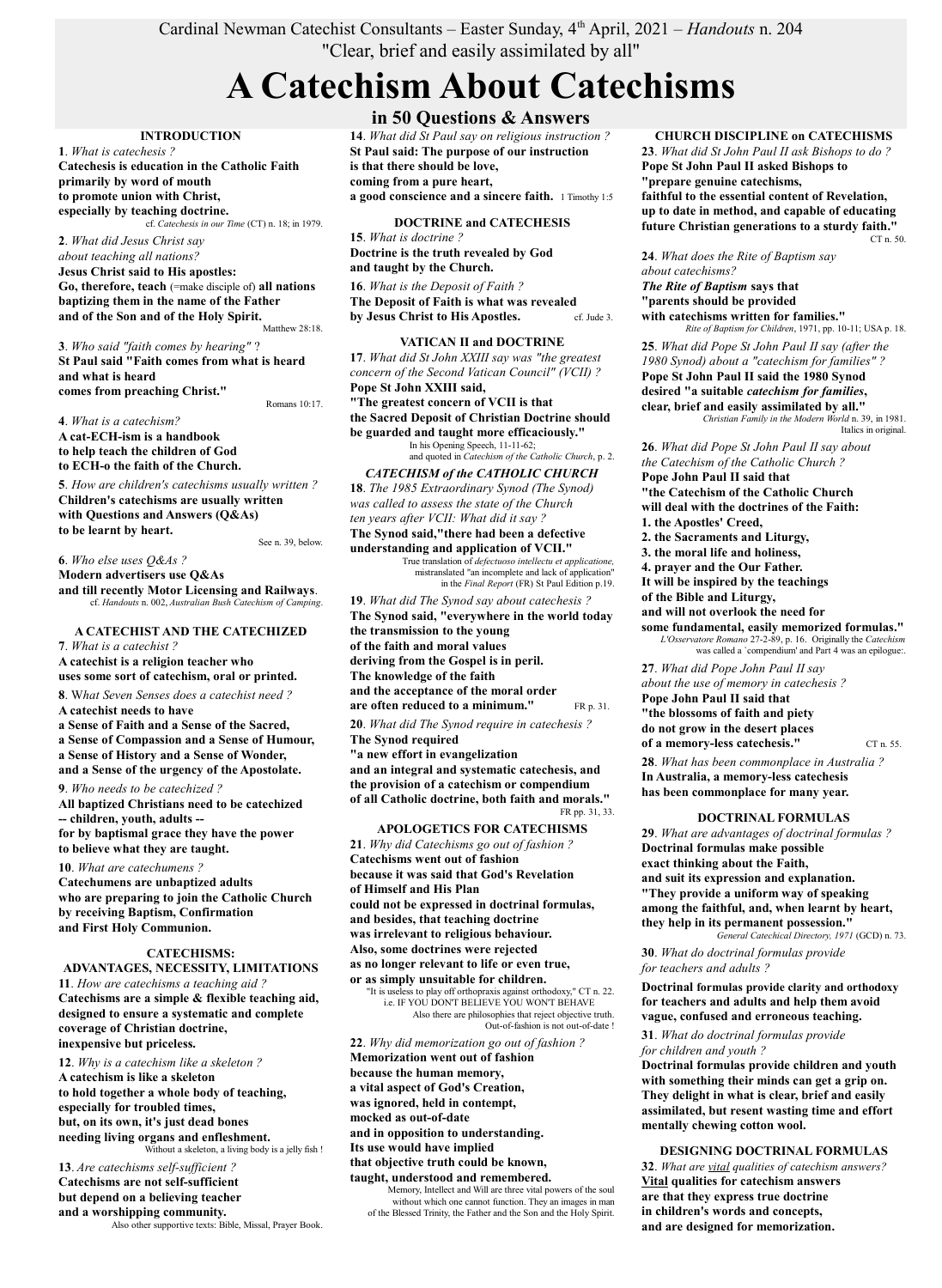Cardinal Newman Catechist Consultants – Easter Sunday, 4th April, 2021 – *Handouts* n. 204

"Clear, brief and easily assimilated by all"

# A Catechism About Catechisms

## in 50 Questions & Answers

### INTRODUCTION

**1**. *What is catechesis ?*
**Catechesis is education in the Catholic Faith primarily by word of mouth to promote union with Christ, especially by teaching doctrine.**
cf. *Catechesis in our Time* (CT) n. 18; in 1979.

**2**. *What did Jesus Christ say about teaching all nations?*
**Jesus Christ said to His apostles: Go, therefore, teach** (=make disciple of) **all nations baptizing them in the name of the Father and of the Son and of the Holy Spirit.**
Matthew 28:18.

**3**. *Who said "faith comes by hearing" ?*
**St Paul said "Faith comes from what is heard and what is heard comes from preaching Christ."**
Romans 10:17.

**4**. *What is a catechism?*
**A cat-ECH-ism is a handbook to help teach the children of God to ECH-o the faith of the Church.**

**5**. *How are children's catechisms usually written ?*
**Children's catechisms are usually written with Questions and Answers (Q&As) to be learnt by heart.**
See n. 39, below.

**6**. *Who else uses Q&As ?*
**Modern advertisers use Q&As and till recently Motor Licensing and Railways**.
cf. *Handouts* n. 002, *Australian Bush Catechism of Camping*.

### A CATECHIST AND THE CATECHIZED

**7**. *What is a catechist ?*
**A catechist is a religion teacher who uses some sort of catechism, oral or printed.**

**8**. W*hat Seven Senses does a catechist need ?*
**A catechist needs to have a Sense of Faith and a Sense of the Sacred, a Sense of Compassion and a Sense of Humour, a Sense of History and a Sense of Wonder, and a Sense of the urgency of the Apostolate.**

**9**. *Who needs to be catechized ?*
**All baptized Christians need to be catechized -- children, youth, adults -- for by baptismal grace they have the power to believe what they are taught.**

**10**. *What are catechumens ?*
**Catechumens are unbaptized adults who are preparing to join the Catholic Church by receiving Baptism, Confirmation and First Holy Communion.**

### CATECHISMS: ADVANTAGES, NECESSITY, LIMITATIONS

**11**. *How are catechisms a teaching aid ?*
**Catechisms are a simple & flexible teaching aid, designed to ensure a systematic and complete coverage of Christian doctrine, inexpensive but priceless.**

**12**. *Why is a catechism like a skeleton ?*
**A catechism is like a skeleton to hold together a whole body of teaching, especially for troubled times, but, on its own, it's just dead bones needing living organs and enfleshment.**
Without a skeleton, a living body is a jelly fish !

**13**. *Are catechisms self-sufficient ?*
**Catechisms are not self-sufficient but depend on a believing teacher and a worshipping community.**
Also other supportive texts: Bible, Missal, Prayer Book.

**14**. *What did St Paul say on religious instruction ?*
**St Paul said: The purpose of our instruction is that there should be love, coming from a pure heart, a good conscience and a sincere faith.** 1 Timothy 1:5

### DOCTRINE and CATECHESIS

**15**. *What is doctrine ?*
**Doctrine is the truth revealed by God and taught by the Church.**

**16**. *What is the Deposit of Faith ?*
**The Deposit of Faith is what was revealed by Jesus Christ to His Apostles.** cf. Jude 3.

### VATICAN II and DOCTRINE

**17**. *What did St John XXIII say was "the greatest concern of the Second Vatican Council" (VCII) ?*
**Pope St John XXIII said, "The greatest concern of VCII is that the Sacred Deposit of Christian Doctrine should be guarded and taught more efficaciously."**
In his Opening Speech, 11-11-62; and quoted in *Catechism of the Catholic Church*, p. 2.

### *CATECHISM of the CATHOLIC CHURCH*

**18**. *The 1985 Extraordinary Synod (The Synod) was called to assess the state of the Church ten years after VCII: What did it say ?*
**The Synod said,"there had been a defective understanding and application of VCII."**
True translation of *defectuoso intellectu et applicatione,* mistranslated "an incomplete and lack of application" in the *Final Report* (FR) St Paul Edition p.19.

**19**. *What did The Synod say about catechesis ?*
**The Synod said, "everywhere in the world today the transmission to the young of the faith and moral values deriving from the Gospel is in peril. The knowledge of the faith and the acceptance of the moral order are often reduced to a minimum."** FR p. 31.

**20**. *What did The Synod require in catechesis ?*
**The Synod required "a new effort in evangelization and an integral and systematic catechesis, and the provision of a catechism or compendium of all Catholic doctrine, both faith and morals."**
FR pp. 31, 33.

### APOLOGETICS FOR CATECHISMS

**21**. *Why did Catechisms go out of fashion ?*
**Catechisms went out of fashion because it was said that God's Revelation of Himself and His Plan could not be expressed in doctrinal formulas, and besides, that teaching doctrine was irrelevant to religious behaviour. Also, some doctrines were rejected as no longer relevant to life or even true, or as simply unsuitable for children.**
"It is useless to play off orthopraxis against orthodoxy," CT n. 22. i.e. IF YOU DON'T BELIEVE YOU WON'T BEHAVE
Also there are philosophies that reject objective truth. Out-of-fashion is not out-of-date !

**22**. *Why did memorization go out of fashion ?*
**Memorization went out of fashion because the human memory, a vital aspect of God's Creation, was ignored, held in contempt, mocked as out-of-date and in opposition to understanding. Its use would have implied that objective truth could be known, taught, understood and remembered.**
Memory, Intellect and Will are three vital powers of the soul without which one cannot function. They are images in man of the Blessed Trinity, the Father and the Son and the Holy Spirit.

### CHURCH DISCIPLINE on CATECHISMS

**23**. *What did St John Paul II ask Bishops to do ?*
**Pope St John Paul II asked Bishops to "prepare genuine catechisms, faithful to the essential content of Revelation, up to date in method, and capable of educating future Christian generations to a sturdy faith."**
CT n. 50.

**24**. *What does the Rite of Baptism say about catechisms?*
***The Rite of Baptism* says that "parents should be provided with catechisms written for families."**
*Rite of Baptism for Children*, 1971, pp. 10-11; USA p. 18.

**25**. *What did Pope St John Paul II say (after the 1980 Synod) about a "catechism for families" ?*
**Pope St John Paul II said the 1980 Synod desired "a suitable *catechism for families*, clear, brief and easily assimilated by all."**
*Christian Family in the Modern World* n. 39, in 1981. Italics in original.

**26**. *What did Pope St John Paul II say about the Catechism of the Catholic Church ?*
**Pope John Paul II said that "the Catechism of the Catholic Church will deal with the doctrines of the Faith:**
**1. the Apostles' Creed,**
**2. the Sacraments and Liturgy,**
**3. the moral life and holiness,**
**4. prayer and the Our Father.**
**It will be inspired by the teachings of the Bible and Liturgy, and will not overlook the need for some fundamental, easily memorized formulas."**
*L'Osservatore Romano* 27-2-89, p. 16. Originally the *Catechism* was called a `compendium' and Part 4 was an epilogue:.

**27**. *What did Pope John Paul II say about the use of memory in catechesis ?*
**Pope John Paul II said that "the blossoms of faith and piety do not grow in the desert places of a memory-less catechesis."** CT n. 55.

**28**. *What has been commonplace in Australia ?*
**In Australia, a memory-less catechesis has been commonplace for many year.**

### DOCTRINAL FORMULAS

**29**. *What are advantages of doctrinal formulas ?*
**Doctrinal formulas make possible exact thinking about the Faith, and suit its expression and explanation. "They provide a uniform way of speaking among the faithful, and, when learnt by heart, they help in its permanent possession."**
*General Catechical Directory, 1971* (GCD) n. 73.

**30**. *What do doctrinal formulas provide for teachers and adults ?*
**Doctrinal formulas provide clarity and orthodoxy for teachers and adults and help them avoid vague, confused and erroneous teaching.**

**31**. *What do doctrinal formulas provide for children and youth ?*
**Doctrinal formulas provide children and youth with something their minds can get a grip on. They delight in what is clear, brief and easily assimilated, but resent wasting time and effort mentally chewing cotton wool.**

### DESIGNING DOCTRINAL FORMULAS

**32**. *What are vital qualities of catechism answers?*
**Vital qualities for catechism answers are that they express true doctrine in children's words and concepts, and are designed for memorization.**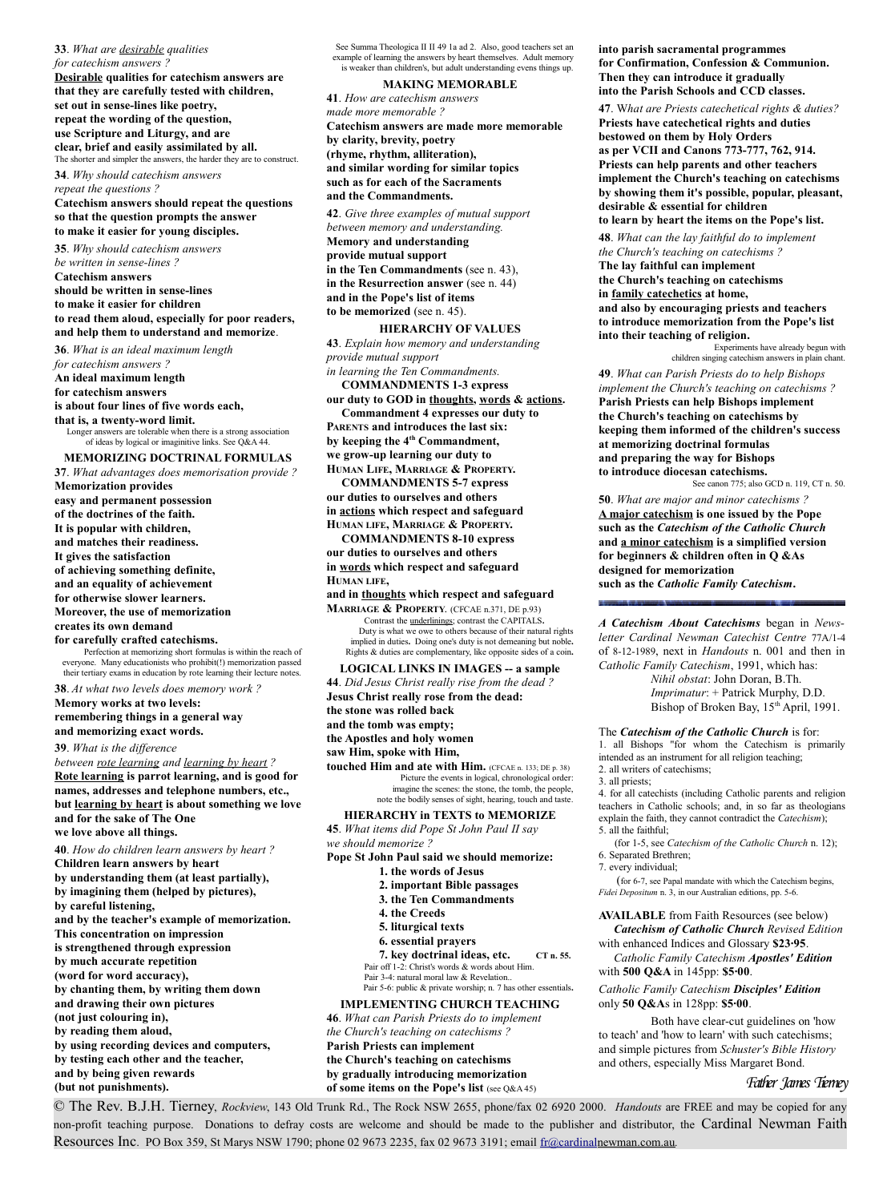**33**. *What are <u>desirable</u> qualities for catechism answers ?*

**<u>Desirable</u> qualities for catechism answers are that they are carefully tested with children, set out in sense-lines like poetry, repeat the wording of the question, use Scripture and Liturgy, and are clear, brief and easily assimilated by all.**
The shorter and simpler the answers, the harder they are to construct.

**34**. *Why should catechism answers repeat the questions ?*

**Catechism answers should repeat the questions so that the question prompts the answer to make it easier for young disciples.**

**35**. *Why should catechism answers be written in sense-lines ?*

**Catechism answers should be written in sense-lines to make it easier for children to read them aloud, especially for poor readers, and help them to understand and memorize.**

**36**. *What is an ideal maximum length for catechism answers ?*

**An ideal maximum length for catechism answers is about four lines of five words each, that is, a twenty-word limit.**
Longer answers are tolerable when there is a strong association of ideas by logical or imaginitive links. See Q&A 44.

### MEMORIZING DOCTRINAL FORMULAS

**37**. *What advantages does memorisation provide ?*

**Memorization provides easy and permanent possession of the doctrines of the faith. It is popular with children, and matches their readiness. It gives the satisfaction of achieving something definite, and an equality of achievement for otherwise slower learners. Moreover, the use of memorization creates its own demand for carefully crafted catechisms.**
Perfection at memorizing short formulas is within the reach of everyone. Many educationists who prohibit(!) memorization passed their tertiary exams in education by rote learning their lecture notes.

**38**. *At what two levels does memory work ?*

**Memory works at two levels: remembering things in a general way and memorizing exact words.**

**39**. *What is the difference between <u>rote learning</u> and <u>learning by heart</u> ?*

**<u>Rote learning</u> is parrot learning, and is good for names, addresses and telephone numbers, etc., but <u>learning by heart</u> is about something we love and for the sake of The One we love above all things.**

**40**. *How do children learn answers by heart ?*

**Children learn answers by heart by understanding them (at least partially), by imagining them (helped by pictures), by careful listening, and by the teacher's example of memorization. This concentration on impression is strengthened through expression by much accurate repetition (word for word accuracy), by chanting them, by writing them down and drawing their own pictures (not just colouring in), by reading them aloud, by using recording devices and computers, by testing each other and the teacher, and by being given rewards (but not punishments).**

See Summa Theologica II II 49 1a ad 2. Also, good teachers set an example of learning the answers by heart themselves. Adult memory is weaker than children's, but adult catechising evens things up.

### MAKING MEMORABLE

**41**. *How are catechism answers made more memorable ?*

**Catechism answers are made more memorable by clarity, brevity, poetry (rhyme, rhythm, alliteration), and similar wording for similar topics such as for each of the Sacraments and the Commandments.**

**42**. *Give three examples of mutual support between memory and understanding.*

**Memory and understanding provide mutual support in the Ten Commandments** (see n. 43), **in the Resurrection answer** (see n. 44) **and in the Pope's list of items to be memorized** (see n. 45).

### HIERARCHY OF VALUES

**43**. *Explain how memory and understanding provide mutual support in learning the Ten Commandments.*

**COMMANDMENTS 1-3 express our duty to GOD in <u>thoughts</u>, <u>words</u> & <u>actions</u>.**
**Commandment 4 expresses our duty to PARENTS and introduces the last six: by keeping the 4th Commandment, we grow-up learning our duty to HUMAN LIFE, MARRIAGE & PROPERTY.**
**COMMANDMENTS 5-7 express our duties to ourselves and others in <u>actions</u> which respect and safeguard HUMAN LIFE, MARRIAGE & PROPERTY.**
**COMMANDMENTS 8-10 express our duties to ourselves and others in <u>words</u> which respect and safeguard HUMAN LIFE, and in <u>thoughts</u> which respect and safeguard MARRIAGE & PROPERTY.** (CFCAE n.371, DE p.93)
Contrast the <u>underlinings</u>; contrast the CAPITALS. Duty is what we owe to others because of their natural rights implied in duties. Doing one's duty is not demeaning but noble. Rights & duties are complementary, like opposite sides of a coin.

### LOGICAL LINKS IN IMAGES -- a sample

**44**. *Did Jesus Christ really rise from the dead ?*

**Jesus Christ really rose from the dead: the stone was rolled back and the tomb was empty; the Apostles and holy women saw Him, spoke with Him, touched Him and ate with Him.** (CFCAE n. 133; DE p. 38)
Picture the events in logical, chronological order: imagine the scenes: the stone, the tomb, the people, note the bodily senses of sight, hearing, touch and taste.

### HIERARCHY in TEXTS to MEMORIZE

**45**. *What items did Pope St John Paul II say we should memorize ?*

**Pope St John Paul said we should memorize:**

1. **the words of Jesus**
2. **important Bible passages**
3. **the Ten Commandments**
4. **the Creeds**
5. **liturgical texts**
6. **essential prayers**
7. **key doctrinal ideas, etc.** CT n. 55.

Pair off 1-2: Christ's words & words about Him.
Pair 3-4: natural moral law & Revelation..
Pair 5-6: public & private worship; n. 7 has other essentials.

### IMPLEMENTING CHURCH TEACHING

**46**. *What can Parish Priests do to implement the Church's teaching on catechisms ?*

**Parish Priests can implement the Church's teaching on catechisms by gradually introducing memorization of some items on the Pope's list** (see Q&A 45) **into parish sacramental programmes for Confirmation, Confession & Communion. Then they can introduce it gradually into the Parish Schools and CCD classes.**

**47**. *What are Priests catechetical rights & duties?*

**Priests have catechetical rights and duties bestowed on them by Holy Orders as per VCII and Canons 773-777, 762, 914. Priests can help parents and other teachers implement the Church's teaching on catechisms by showing them it's possible, popular, pleasant, desirable & essential for children to learn by heart the items on the Pope's list.**

**48**. *What can the lay faithful do to implement the Church's teaching on catechisms ?*

**The lay faithful can implement the Church's teaching on catechisms in <u>family catechetics</u> at home, and also by encouraging priests and teachers to introduce memorization from the Pope's list into their teaching of religion.**
Experiments have already begun with children singing catechism answers in plain chant.

**49**. *What can Parish Priests do to help Bishops implement the Church's teaching on catechisms ?*

**Parish Priests can help Bishops implement the Church's teaching on catechisms by keeping them informed of the children's success at memorizing doctrinal formulas and preparing the way for Bishops to introduce diocesan catechisms.**
See canon 775; also GCD n. 119, CT n. 50.

**50**. *What are major and minor catechisms ?*

**<u>A major catechism</u> is one issued by the Pope such as the *Catechism of the Catholic Church* and <u>a minor catechism</u> is a simplified version for beginners & children often in Q &As designed for memorization such as the *Catholic Family Catechism*.**

---

***A Catechism About Catechisms*** began in *Newsletter Cardinal Newman Catechist Centre* 77A/1-4 of 8-12-1989, next in *Handouts* n. 001 and then in *Catholic Family Catechism*, 1991, which has:
*Nihil obstat*: John Doran, B.Th.
*Imprimatur*: + Patrick Murphy, D.D.
Bishop of Broken Bay, 15th April, 1991.

The ***Catechism of the Catholic Church*** is for:
1. all Bishops "for whom the Catechism is primarily intended as an instrument for all religion teaching;
2. all writers of catechisms;
3. all priests;
4. for all catechists (including Catholic parents and religion teachers in Catholic schools; and, in so far as theologians explain the faith, they cannot contradict the *Catechism*);
5. all the faithful;
(for 1-5, see *Catechism of the Catholic Church* n. 12);
6. Separated Brethren;
7. every individual;
(for 6-7, see Papal mandate with which the Catechism begins, *Fidei Depositum* n. 3, in our Australian editions, pp. 5-6.

**AVAILABLE** from Faith Resources (see below)
***Catechism of Catholic Church*** *Revised Edition* with enhanced Indices and Glossary **$23·95**.
*Catholic Family Catechism* ***Apostles' Edition*** with **500 Q&A** in 145pp: **$5·00**.
*Catholic Family Catechism* ***Disciples' Edition*** only **50 Q&A**s in 128pp: **$5·00**.

Both have clear-cut guidelines on 'how to teach' and 'how to learn' with such catechisms; and simple pictures from *Schuster's Bible History* and others, especially Miss Margaret Bond.

*Father James Tierney*

© The Rev. B.J.H. Tierney, *Rockview*, 143 Old Trunk Rd., The Rock NSW 2655, phone/fax 02 6920 2000. *Handouts* are FREE and may be copied for any non-profit teaching purpose. Donations to defray costs are welcome and should be made to the publisher and distributor, the Cardinal Newman Faith Resources Inc. PO Box 359, St Marys NSW 1790; phone 02 9673 2235, fax 02 9673 3191; email fr@cardinalnewman.com.au.